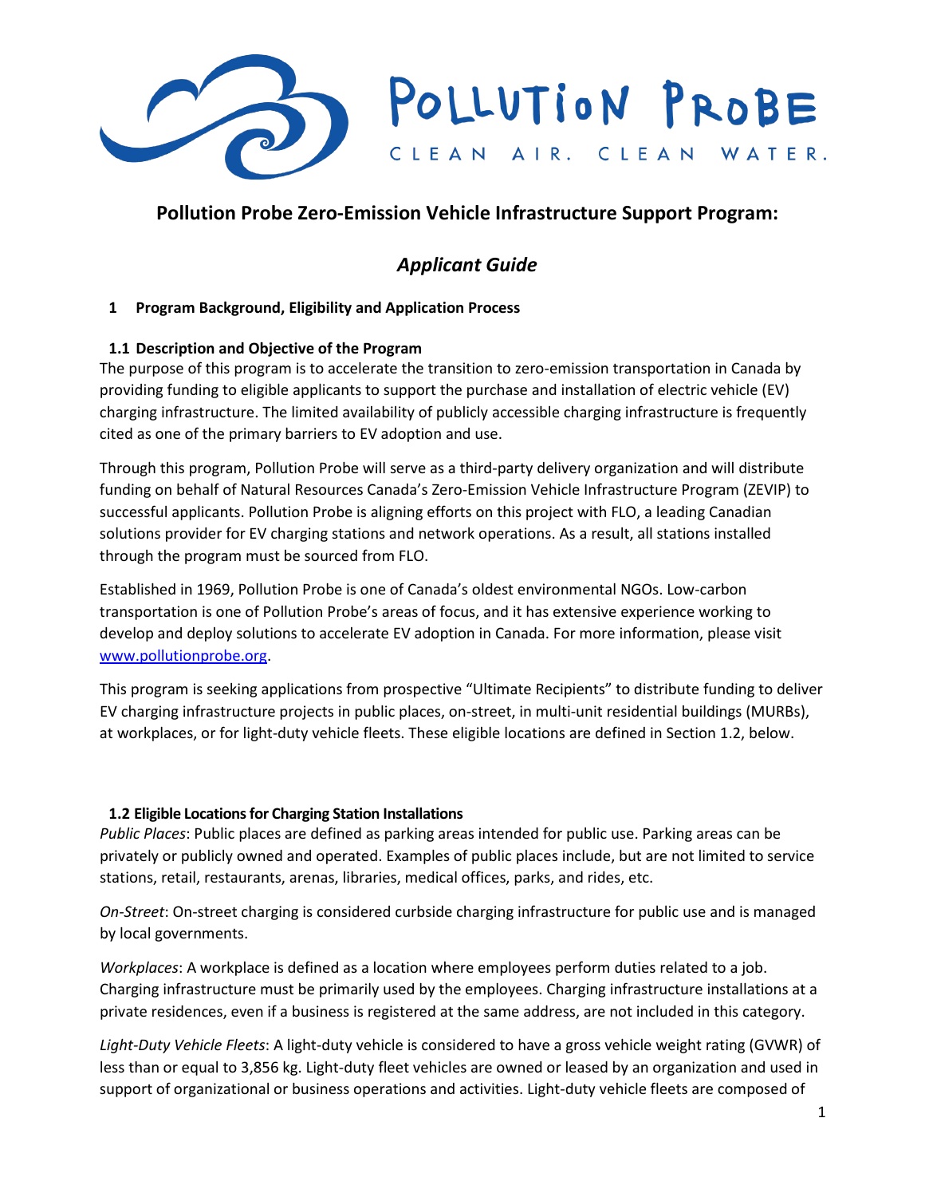POLLUTION PROBE

CLEAN AIR. CLEAN WATER.

# Pollution Probe Zero-Emission Vehicle Infrastructure Support Program:

## *Applicant Guide*

### 1 Program Background, Eligibility and Application Process

#### 1.1 Description and Objective of the Program

The purpose of this program is to accelerate the transition to zero-emission transportation in Canada by providing funding to eligible applicants to support the purchase and installation of electric vehicle (EV) charging infrastructure. The limited availability of publicly accessible charging infrastructure is frequently cited as one of the primary barriers to EV adoption and use.

Through this program, Pollution Probe will serve as a third-party delivery organization and will distribute funding on behalf of Natural Resources Canada's Zero-Emission Vehicle Infrastructure Program (ZEVIP) to successful applicants. Pollution Probe is aligning efforts on this project with FLO, a leading Canadian solutions provider for EV charging stations and network operations. As a result, all stations installed through the program must be sourced from FLO.

Established in 1969, Pollution Probe is one of Canada's oldest environmental NGOs. Low-carbon transportation is one of Pollution Probe's areas of focus, and it has extensive experience working to develop and deploy solutions to accelerate EV adoption in Canada. For more information, please visit [www.pollutionprobe.org](www.pollutionprobe.org).

This program is seeking applications from prospective "Ultimate Recipients" to distribute funding to deliver EV charging infrastructure projects in public places, on-street, in multi-unit residential buildings (MURBs), at workplaces, or for light-duty vehicle fleets. These eligible locations are defined in Section 1.2, below.

#### 1.2 Eligible Locations for Charging Station Installations

*Public Places*: Public places are defined as parking areas intended for public use. Parking areas can be privately or publicly owned and operated. Examples of public places include, but are not limited to service stations, retail, restaurants, arenas, libraries, medical offices, parks, and rides, etc.

*On-Street*: On-street charging is considered curbside charging infrastructure for public use and is managed by local governments.

*Workplaces*: A workplace is defined as a location where employees perform duties related to a job. Charging infrastructure must be primarily used by the employees. Charging infrastructure installations at a private residences, even if a business is registered at the same address, are not included in this category.

*Light-Duty Vehicle Fleets*: A light-duty vehicle is considered to have a gross vehicle weight rating (GVWR) of less than or equal to 3,856 kg. Light-duty fleet vehicles are owned or leased by an organization and used in support of organizational or business operations and activities. Light-duty vehicle fleets are composed of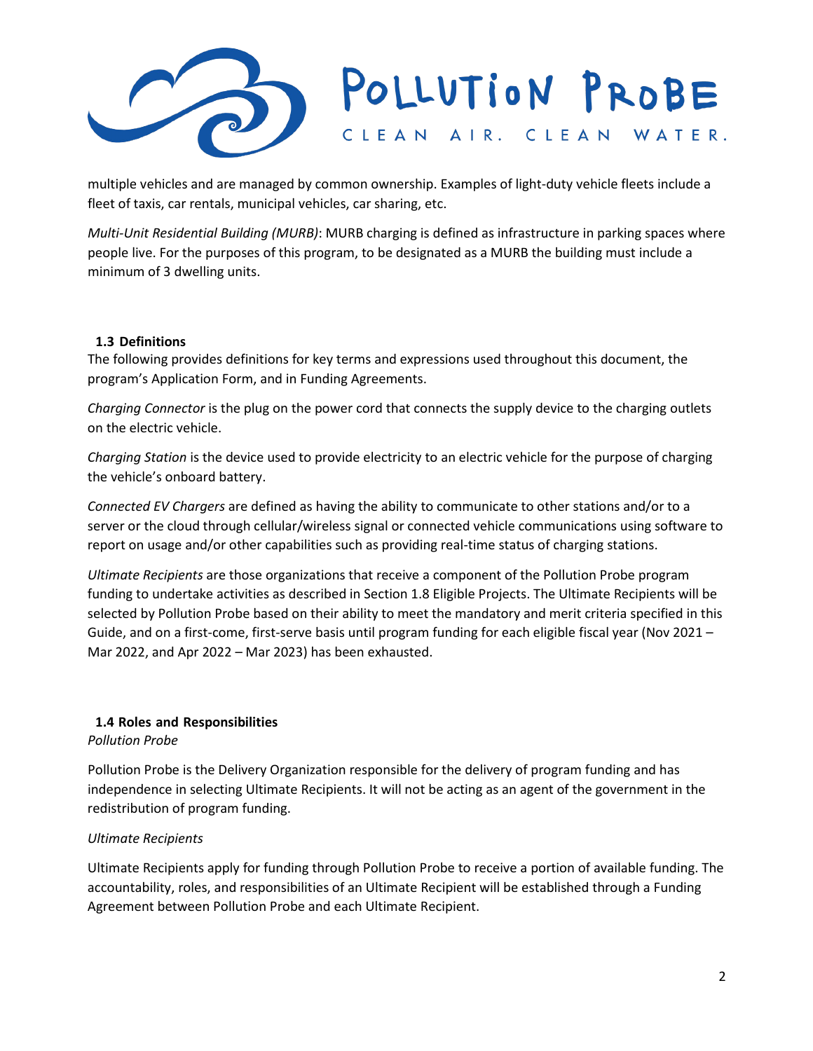multiple vehicles and are managed by common ownership. Examples of light-duty vehicle fleets include a fleet of taxis, car rentals, municipal vehicles, car sharing, etc.

*Multi-Unit Residential Building (MURB)*: MURB charging is defined as infrastructure in parking spaces where people live. For the purposes of this program, to be designated as a MURB the building must include a minimum of 3 dwelling units.

### 1.3 Definitions

The following provides definitions for key terms and expressions used throughout this document, the program's Application Form, and in Funding Agreements.

*Charging Connector* is the plug on the power cord that connects the supply device to the charging outlets on the electric vehicle.

*Charging Station* is the device used to provide electricity to an electric vehicle for the purpose of charging the vehicle's onboard battery.

*Connected EV Chargers* are defined as having the ability to communicate to other stations and/or to a server or the cloud through cellular/wireless signal or connected vehicle communications using software to report on usage and/or other capabilities such as providing real-time status of charging stations.

*Ultimate Recipients* are those organizations that receive a component of the Pollution Probe program funding to undertake activities as described in Section 1.8 Eligible Projects. The Ultimate Recipients will be selected by Pollution Probe based on their ability to meet the mandatory and merit criteria specified in this Guide, and on a first-come, first-serve basis until program funding for each eligible fiscal year (Nov 2021 – Mar 2022, and Apr 2022 – Mar 2023) has been exhausted.

### 1.4 Roles and Responsibilities

*Pollution Probe*

Pollution Probe is the Delivery Organization responsible for the delivery of program funding and has independence in selecting Ultimate Recipients. It will not be acting as an agent of the government in the redistribution of program funding.

*Ultimate Recipients*

Ultimate Recipients apply for funding through Pollution Probe to receive a portion of available funding. The accountability, roles, and responsibilities of an Ultimate Recipient will be established through a Funding Agreement between Pollution Probe and each Ultimate Recipient.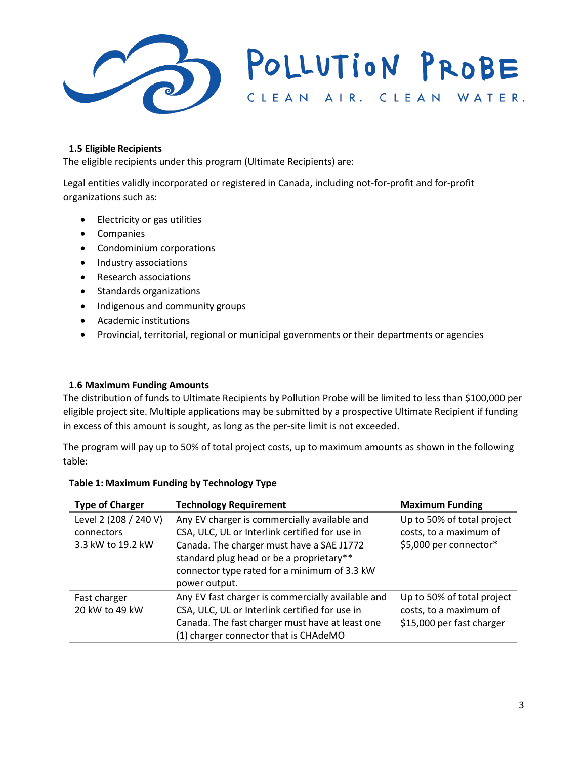### 1.5 Eligible Recipients

The eligible recipients under this program (Ultimate Recipients) are:

Legal entities validly incorporated or registered in Canada, including not-for-profit and for-profit organizations such as:

- Electricity or gas utilities
- Companies
- Condominium corporations
- Industry associations
- Research associations
- Standards organizations
- Indigenous and community groups
- Academic institutions
- Provincial, territorial, regional or municipal governments or their departments or agencies

### 1.6 Maximum Funding Amounts

The distribution of funds to Ultimate Recipients by Pollution Probe will be limited to less than $100,000 per eligible project site. Multiple applications may be submitted by a prospective Ultimate Recipient if funding in excess of this amount is sought, as long as the per-site limit is not exceeded.

The program will pay up to 50% of total project costs, up to maximum amounts as shown in the following table:

**Table 1: Maximum Funding by Technology Type**

| Type of Charger | Technology Requirement | Maximum Funding |
|---|---|---|
| Level 2 (208 / 240 V) connectors 3.3 kW to 19.2 kW | Any EV charger is commercially available and CSA, ULC, UL or Interlink certified for use in Canada. The charger must have a SAE J1772 standard plug head or be a proprietary** connector type rated for a minimum of 3.3 kW power output. | Up to 50% of total project costs, to a maximum of $5,000 per connector* |
| Fast charger 20 kW to 49 kW | Any EV fast charger is commercially available and CSA, ULC, UL or Interlink certified for use in Canada. The fast charger must have at least one (1) charger connector that is CHAdeMO | Up to 50% of total project costs, to a maximum of $15,000 per fast charger |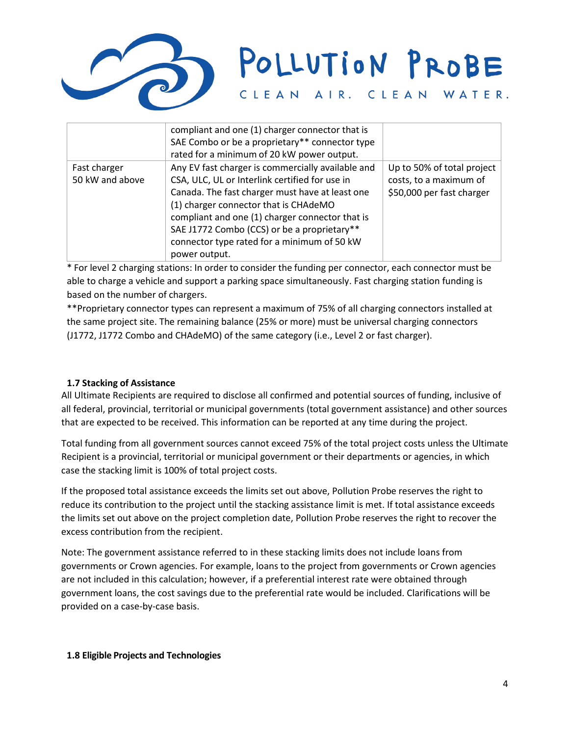| | | |
|---|---|---|
| | compliant and one (1) charger connector that is SAE Combo or be a proprietary** connector type rated for a minimum of 20 kW power output. | |
| Fast charger 50 kW and above | Any EV fast charger is commercially available and CSA, ULC, UL or Interlink certified for use in Canada. The fast charger must have at least one (1) charger connector that is CHAdeMO compliant and one (1) charger connector that is SAE J1772 Combo (CCS) or be a proprietary** connector type rated for a minimum of 50 kW power output. | Up to 50% of total project costs, to a maximum of $50,000 per fast charger |

* For level 2 charging stations: In order to consider the funding per connector, each connector must be able to charge a vehicle and support a parking space simultaneously. Fast charging station funding is based on the number of chargers.

**Proprietary connector types can represent a maximum of 75% of all charging connectors installed at the same project site. The remaining balance (25% or more) must be universal charging connectors (J1772, J1772 Combo and CHAdeMO) of the same category (i.e., Level 2 or fast charger).

### 1.7 Stacking of Assistance

All Ultimate Recipients are required to disclose all confirmed and potential sources of funding, inclusive of all federal, provincial, territorial or municipal governments (total government assistance) and other sources that are expected to be received. This information can be reported at any time during the project.

Total funding from all government sources cannot exceed 75% of the total project costs unless the Ultimate Recipient is a provincial, territorial or municipal government or their departments or agencies, in which case the stacking limit is 100% of total project costs.

If the proposed total assistance exceeds the limits set out above, Pollution Probe reserves the right to reduce its contribution to the project until the stacking assistance limit is met. If total assistance exceeds the limits set out above on the project completion date, Pollution Probe reserves the right to recover the excess contribution from the recipient.

Note: The government assistance referred to in these stacking limits does not include loans from governments or Crown agencies. For example, loans to the project from governments or Crown agencies are not included in this calculation; however, if a preferential interest rate were obtained through government loans, the cost savings due to the preferential rate would be included. Clarifications will be provided on a case-by-case basis.

### 1.8 Eligible Projects and Technologies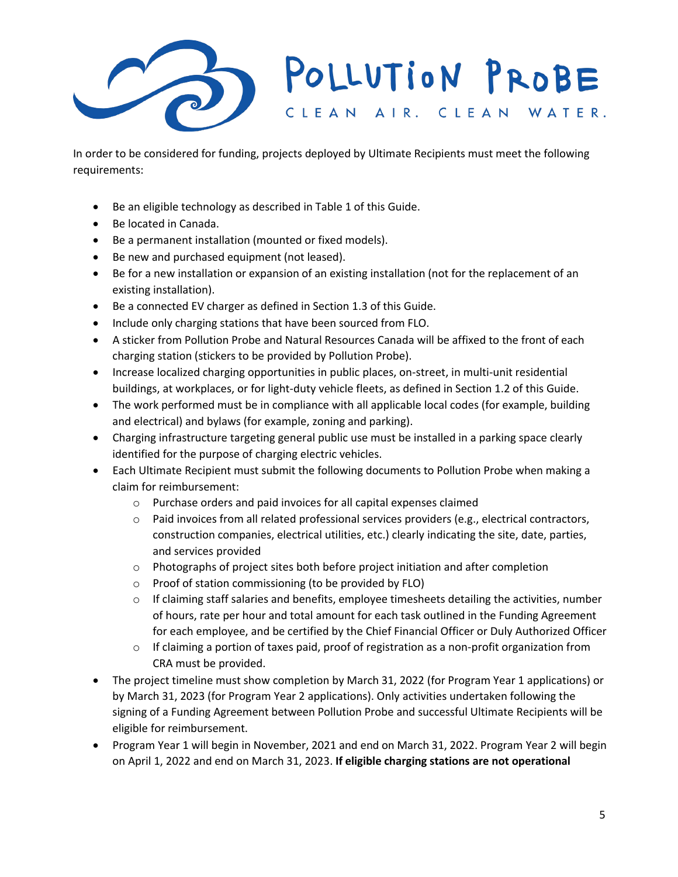In order to be considered for funding, projects deployed by Ultimate Recipients must meet the following requirements:

- Be an eligible technology as described in Table 1 of this Guide.
- Be located in Canada.
- Be a permanent installation (mounted or fixed models).
- Be new and purchased equipment (not leased).
- Be for a new installation or expansion of an existing installation (not for the replacement of an existing installation).
- Be a connected EV charger as defined in Section 1.3 of this Guide.
- Include only charging stations that have been sourced from FLO.
- A sticker from Pollution Probe and Natural Resources Canada will be affixed to the front of each charging station (stickers to be provided by Pollution Probe).
- Increase localized charging opportunities in public places, on-street, in multi-unit residential buildings, at workplaces, or for light-duty vehicle fleets, as defined in Section 1.2 of this Guide.
- The work performed must be in compliance with all applicable local codes (for example, building and electrical) and bylaws (for example, zoning and parking).
- Charging infrastructure targeting general public use must be installed in a parking space clearly identified for the purpose of charging electric vehicles.
- Each Ultimate Recipient must submit the following documents to Pollution Probe when making a claim for reimbursement:
    - Purchase orders and paid invoices for all capital expenses claimed
    - Paid invoices from all related professional services providers (e.g., electrical contractors, construction companies, electrical utilities, etc.) clearly indicating the site, date, parties, and services provided
    - Photographs of project sites both before project initiation and after completion
    - Proof of station commissioning (to be provided by FLO)
    - If claiming staff salaries and benefits, employee timesheets detailing the activities, number of hours, rate per hour and total amount for each task outlined in the Funding Agreement for each employee, and be certified by the Chief Financial Officer or Duly Authorized Officer
    - If claiming a portion of taxes paid, proof of registration as a non-profit organization from CRA must be provided.
- The project timeline must show completion by March 31, 2022 (for Program Year 1 applications) or by March 31, 2023 (for Program Year 2 applications). Only activities undertaken following the signing of a Funding Agreement between Pollution Probe and successful Ultimate Recipients will be eligible for reimbursement.
- Program Year 1 will begin in November, 2021 and end on March 31, 2022. Program Year 2 will begin on April 1, 2022 and end on March 31, 2023. **If eligible charging stations are not operational**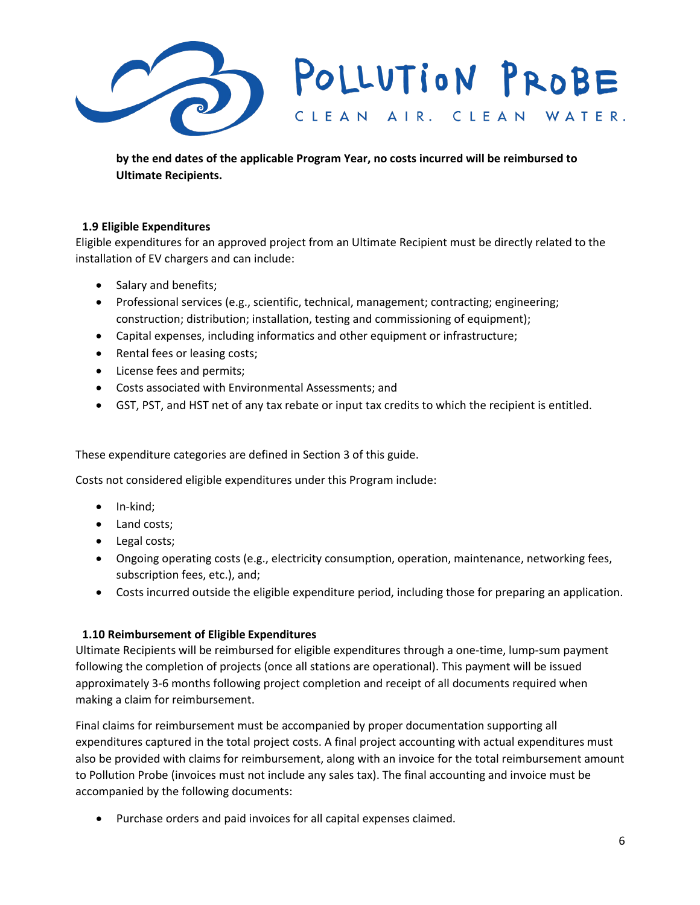**by the end dates of the applicable Program Year, no costs incurred will be reimbursed to Ultimate Recipients.**

### 1.9 Eligible Expenditures

Eligible expenditures for an approved project from an Ultimate Recipient must be directly related to the installation of EV chargers and can include:

- Salary and benefits;
- Professional services (e.g., scientific, technical, management; contracting; engineering; construction; distribution; installation, testing and commissioning of equipment);
- Capital expenses, including informatics and other equipment or infrastructure;
- Rental fees or leasing costs;
- License fees and permits;
- Costs associated with Environmental Assessments; and
- GST, PST, and HST net of any tax rebate or input tax credits to which the recipient is entitled.

These expenditure categories are defined in Section 3 of this guide.

Costs not considered eligible expenditures under this Program include:

- In-kind;
- Land costs;
- Legal costs;
- Ongoing operating costs (e.g., electricity consumption, operation, maintenance, networking fees, subscription fees, etc.), and;
- Costs incurred outside the eligible expenditure period, including those for preparing an application.

### 1.10 Reimbursement of Eligible Expenditures

Ultimate Recipients will be reimbursed for eligible expenditures through a one-time, lump-sum payment following the completion of projects (once all stations are operational). This payment will be issued approximately 3-6 months following project completion and receipt of all documents required when making a claim for reimbursement.

Final claims for reimbursement must be accompanied by proper documentation supporting all expenditures captured in the total project costs. A final project accounting with actual expenditures must also be provided with claims for reimbursement, along with an invoice for the total reimbursement amount to Pollution Probe (invoices must not include any sales tax). The final accounting and invoice must be accompanied by the following documents:

- Purchase orders and paid invoices for all capital expenses claimed.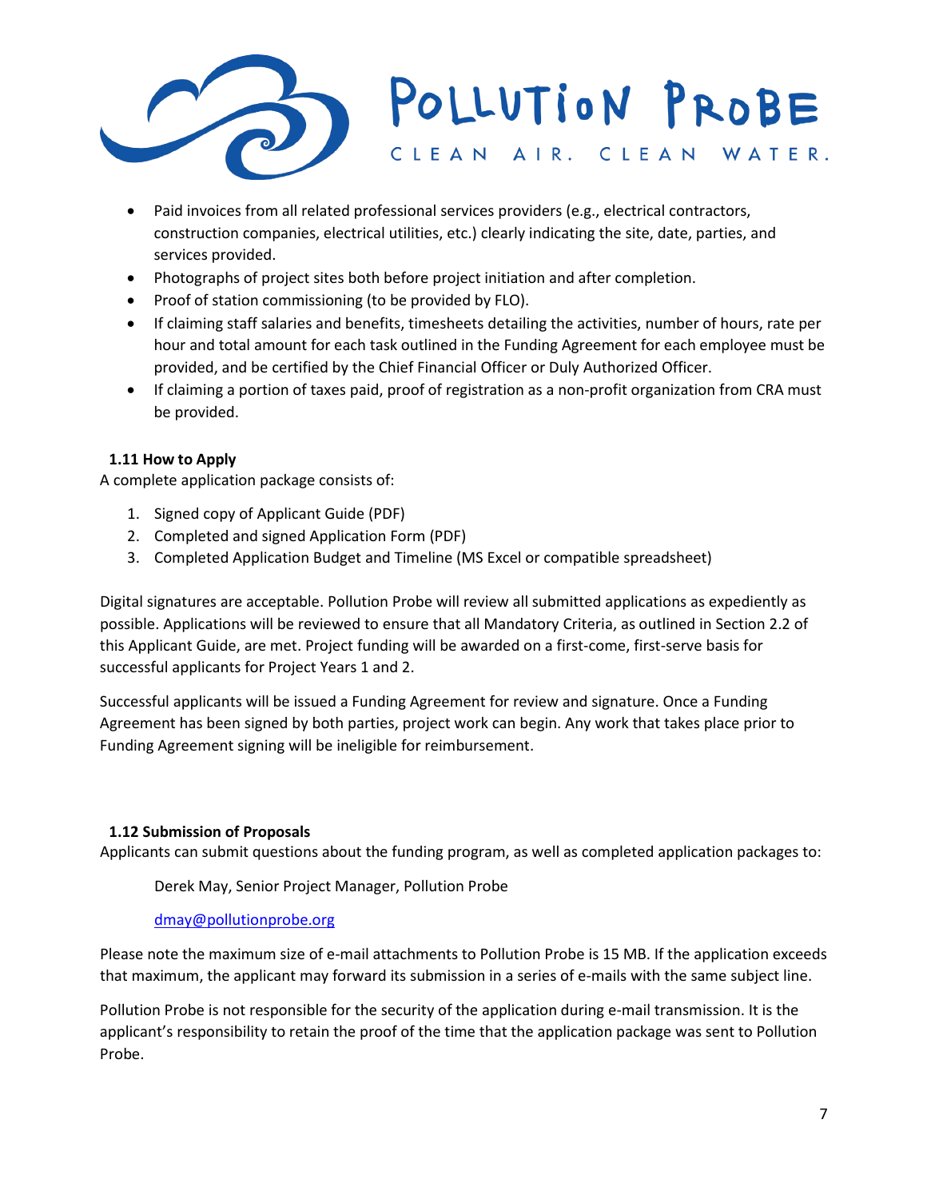- Paid invoices from all related professional services providers (e.g., electrical contractors, construction companies, electrical utilities, etc.) clearly indicating the site, date, parties, and services provided.
- Photographs of project sites both before project initiation and after completion.
- Proof of station commissioning (to be provided by FLO).
- If claiming staff salaries and benefits, timesheets detailing the activities, number of hours, rate per hour and total amount for each task outlined in the Funding Agreement for each employee must be provided, and be certified by the Chief Financial Officer or Duly Authorized Officer.
- If claiming a portion of taxes paid, proof of registration as a non-profit organization from CRA must be provided.

### 1.11 How to Apply

A complete application package consists of:

1. Signed copy of Applicant Guide (PDF)
2. Completed and signed Application Form (PDF)
3. Completed Application Budget and Timeline (MS Excel or compatible spreadsheet)

Digital signatures are acceptable. Pollution Probe will review all submitted applications as expediently as possible. Applications will be reviewed to ensure that all Mandatory Criteria, as outlined in Section 2.2 of this Applicant Guide, are met. Project funding will be awarded on a first-come, first-serve basis for successful applicants for Project Years 1 and 2.

Successful applicants will be issued a Funding Agreement for review and signature. Once a Funding Agreement has been signed by both parties, project work can begin. Any work that takes place prior to Funding Agreement signing will be ineligible for reimbursement.

### 1.12 Submission of Proposals

Applicants can submit questions about the funding program, as well as completed application packages to:

Derek May, Senior Project Manager, Pollution Probe

dmay@pollutionprobe.org

Please note the maximum size of e-mail attachments to Pollution Probe is 15 MB. If the application exceeds that maximum, the applicant may forward its submission in a series of e-mails with the same subject line.

Pollution Probe is not responsible for the security of the application during e-mail transmission. It is the applicant's responsibility to retain the proof of the time that the application package was sent to Pollution Probe.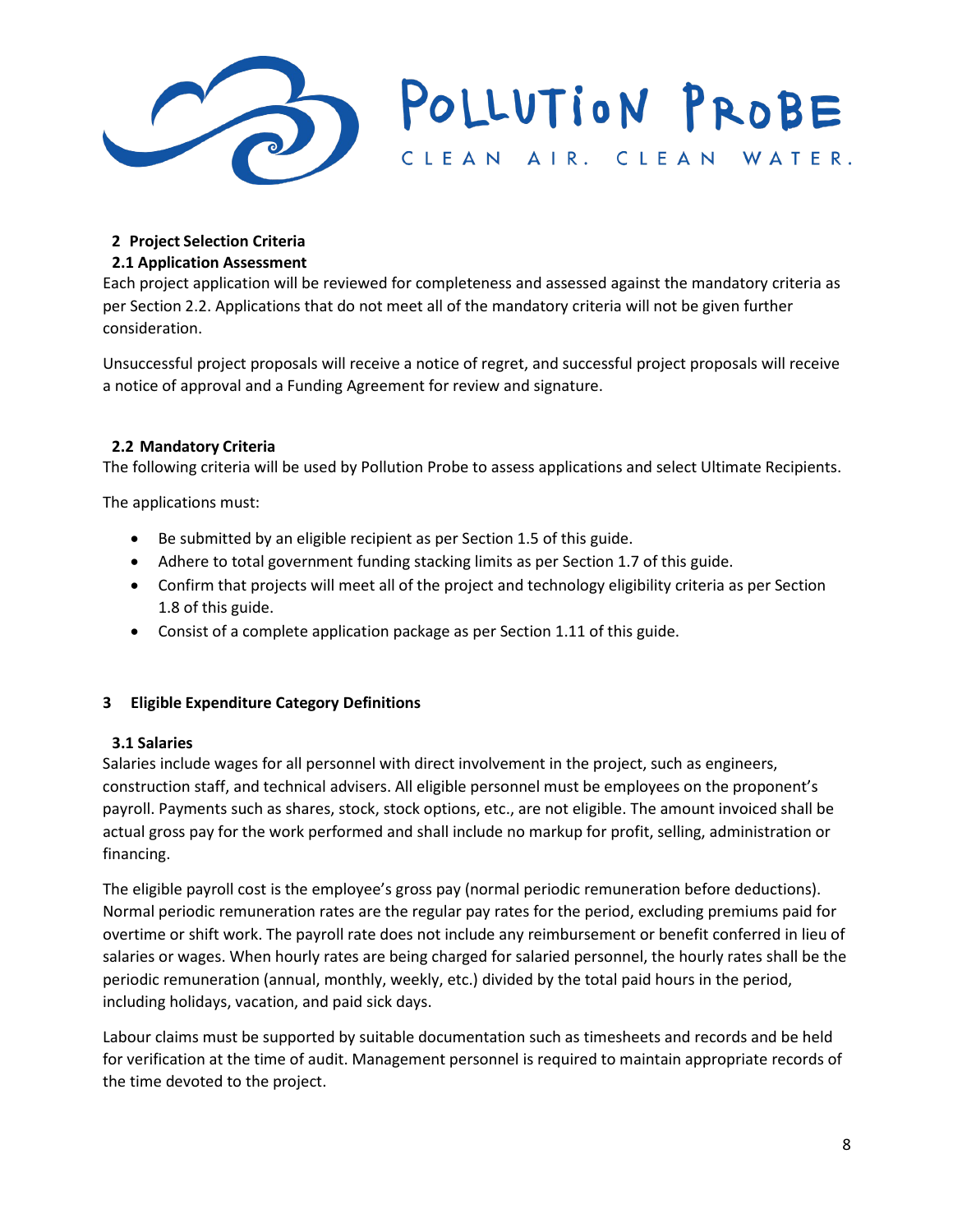## 2 Project Selection Criteria

### 2.1 Application Assessment

Each project application will be reviewed for completeness and assessed against the mandatory criteria as per Section 2.2. Applications that do not meet all of the mandatory criteria will not be given further consideration.

Unsuccessful project proposals will receive a notice of regret, and successful project proposals will receive a notice of approval and a Funding Agreement for review and signature.

### 2.2 Mandatory Criteria

The following criteria will be used by Pollution Probe to assess applications and select Ultimate Recipients.

The applications must:

- Be submitted by an eligible recipient as per Section 1.5 of this guide.
- Adhere to total government funding stacking limits as per Section 1.7 of this guide.
- Confirm that projects will meet all of the project and technology eligibility criteria as per Section 1.8 of this guide.
- Consist of a complete application package as per Section 1.11 of this guide.

## 3 Eligible Expenditure Category Definitions

### 3.1 Salaries

Salaries include wages for all personnel with direct involvement in the project, such as engineers, construction staff, and technical advisers. All eligible personnel must be employees on the proponent's payroll. Payments such as shares, stock, stock options, etc., are not eligible. The amount invoiced shall be actual gross pay for the work performed and shall include no markup for profit, selling, administration or financing.

The eligible payroll cost is the employee's gross pay (normal periodic remuneration before deductions). Normal periodic remuneration rates are the regular pay rates for the period, excluding premiums paid for overtime or shift work. The payroll rate does not include any reimbursement or benefit conferred in lieu of salaries or wages. When hourly rates are being charged for salaried personnel, the hourly rates shall be the periodic remuneration (annual, monthly, weekly, etc.) divided by the total paid hours in the period, including holidays, vacation, and paid sick days.

Labour claims must be supported by suitable documentation such as timesheets and records and be held for verification at the time of audit. Management personnel is required to maintain appropriate records of the time devoted to the project.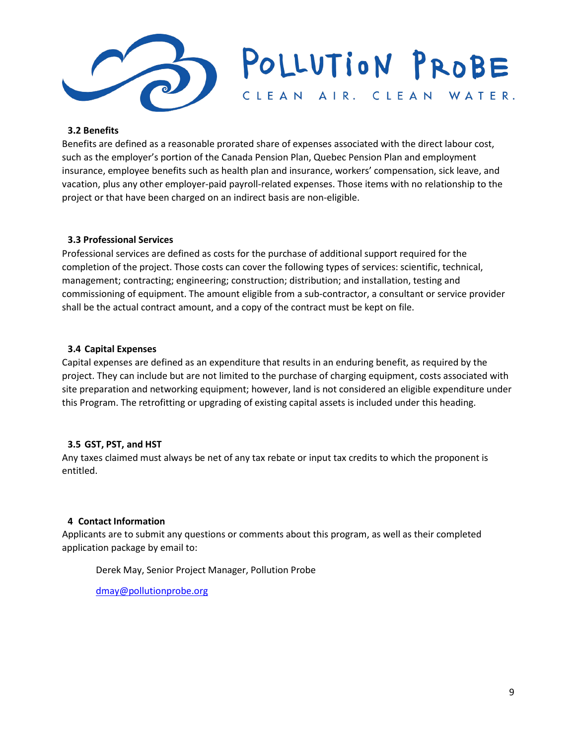### 3.2 Benefits

Benefits are defined as a reasonable prorated share of expenses associated with the direct labour cost, such as the employer's portion of the Canada Pension Plan, Quebec Pension Plan and employment insurance, employee benefits such as health plan and insurance, workers' compensation, sick leave, and vacation, plus any other employer-paid payroll-related expenses. Those items with no relationship to the project or that have been charged on an indirect basis are non-eligible.

### 3.3 Professional Services

Professional services are defined as costs for the purchase of additional support required for the completion of the project. Those costs can cover the following types of services: scientific, technical, management; contracting; engineering; construction; distribution; and installation, testing and commissioning of equipment. The amount eligible from a sub-contractor, a consultant or service provider shall be the actual contract amount, and a copy of the contract must be kept on file.

### 3.4 Capital Expenses

Capital expenses are defined as an expenditure that results in an enduring benefit, as required by the project. They can include but are not limited to the purchase of charging equipment, costs associated with site preparation and networking equipment; however, land is not considered an eligible expenditure under this Program. The retrofitting or upgrading of existing capital assets is included under this heading.

### 3.5 GST, PST, and HST

Any taxes claimed must always be net of any tax rebate or input tax credits to which the proponent is entitled.

## 4 Contact Information

Applicants are to submit any questions or comments about this program, as well as their completed application package by email to:

Derek May, Senior Project Manager, Pollution Probe

dmay@pollutionprobe.org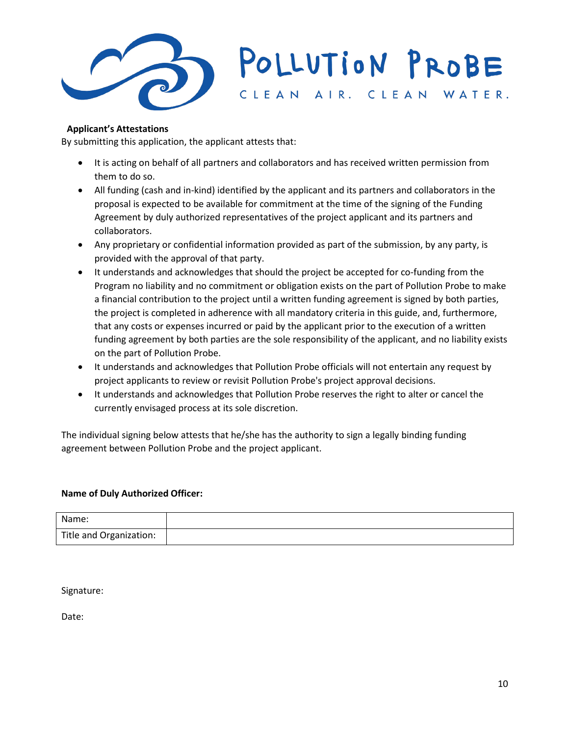**Applicant's Attestations**

By submitting this application, the applicant attests that:

- It is acting on behalf of all partners and collaborators and has received written permission from them to do so.
- All funding (cash and in-kind) identified by the applicant and its partners and collaborators in the proposal is expected to be available for commitment at the time of the signing of the Funding Agreement by duly authorized representatives of the project applicant and its partners and collaborators.
- Any proprietary or confidential information provided as part of the submission, by any party, is provided with the approval of that party.
- It understands and acknowledges that should the project be accepted for co-funding from the Program no liability and no commitment or obligation exists on the part of Pollution Probe to make a financial contribution to the project until a written funding agreement is signed by both parties, the project is completed in adherence with all mandatory criteria in this guide, and, furthermore, that any costs or expenses incurred or paid by the applicant prior to the execution of a written funding agreement by both parties are the sole responsibility of the applicant, and no liability exists on the part of Pollution Probe.
- It understands and acknowledges that Pollution Probe officials will not entertain any request by project applicants to review or revisit Pollution Probe's project approval decisions.
- It understands and acknowledges that Pollution Probe reserves the right to alter or cancel the currently envisaged process at its sole discretion.

The individual signing below attests that he/she has the authority to sign a legally binding funding agreement between Pollution Probe and the project applicant.

**Name of Duly Authorized Officer:**

| | |
|---|---|
| Name: | |
| Title and Organization: | |

Signature:

Date: